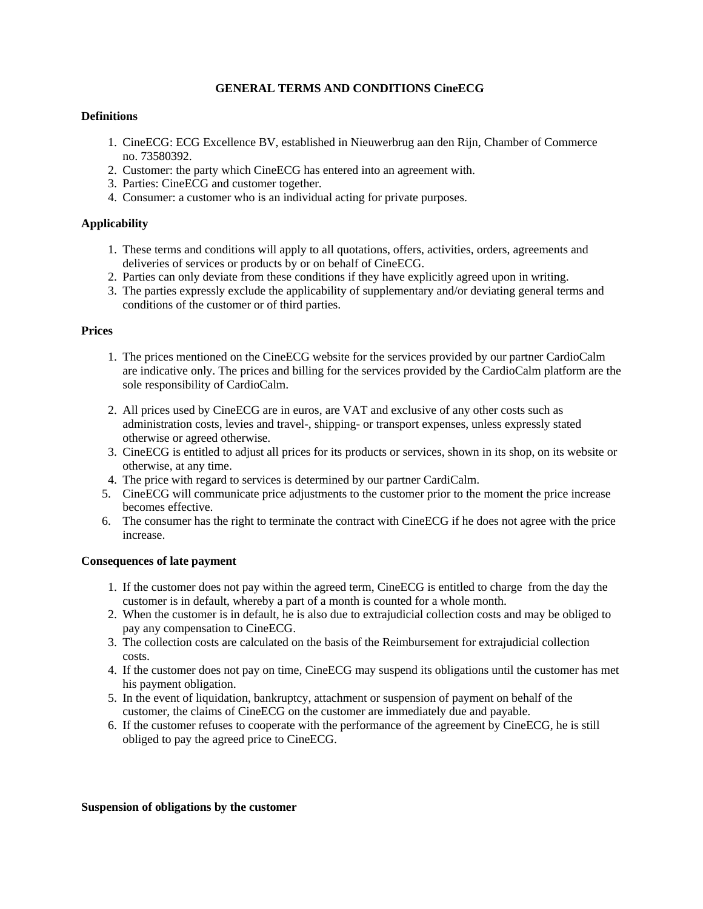# GENERAL TERMS AND CONDITIONS CineECG

## Definitions

1. CineECG: ECG Excellence BV, established in Nieuwerbrug aan den Rijn, Chamber of Commerce no. 73580392.
2. Customer: the party which CineECG has entered into an agreement with.
3. Parties: CineECG and customer together.
4. Consumer: a customer who is an individual acting for private purposes.

## Applicability

1. These terms and conditions will apply to all quotations, offers, activities, orders, agreements and deliveries of services or products by or on behalf of CineECG.
2. Parties can only deviate from these conditions if they have explicitly agreed upon in writing.
3. The parties expressly exclude the applicability of supplementary and/or deviating general terms and conditions of the customer or of third parties.

## Prices

1. The prices mentioned on the CineECG website for the services provided by our partner CardioCalm are indicative only. The prices and billing for the services provided by the CardioCalm platform are the sole responsibility of CardioCalm.

2. All prices used by CineECG are in euros, are VAT and exclusive of any other costs such as administration costs, levies and travel-, shipping- or transport expenses, unless expressly stated otherwise or agreed otherwise.
3. CineECG is entitled to adjust all prices for its products or services, shown in its shop, on its website or otherwise, at any time.
4. The price with regard to services is determined by our partner CardiCalm.
5. CineECG will communicate price adjustments to the customer prior to the moment the price increase becomes effective.
6. The consumer has the right to terminate the contract with CineECG if he does not agree with the price increase.

## Consequences of late payment

1. If the customer does not pay within the agreed term, CineECG is entitled to charge  from the day the customer is in default, whereby a part of a month is counted for a whole month.
2. When the customer is in default, he is also due to extrajudicial collection costs and may be obliged to pay any compensation to CineECG.
3. The collection costs are calculated on the basis of the Reimbursement for extrajudicial collection costs.
4. If the customer does not pay on time, CineECG may suspend its obligations until the customer has met his payment obligation.
5. In the event of liquidation, bankruptcy, attachment or suspension of payment on behalf of the customer, the claims of CineECG on the customer are immediately due and payable.
6. If the customer refuses to cooperate with the performance of the agreement by CineECG, he is still obliged to pay the agreed price to CineECG.

## Suspension of obligations by the customer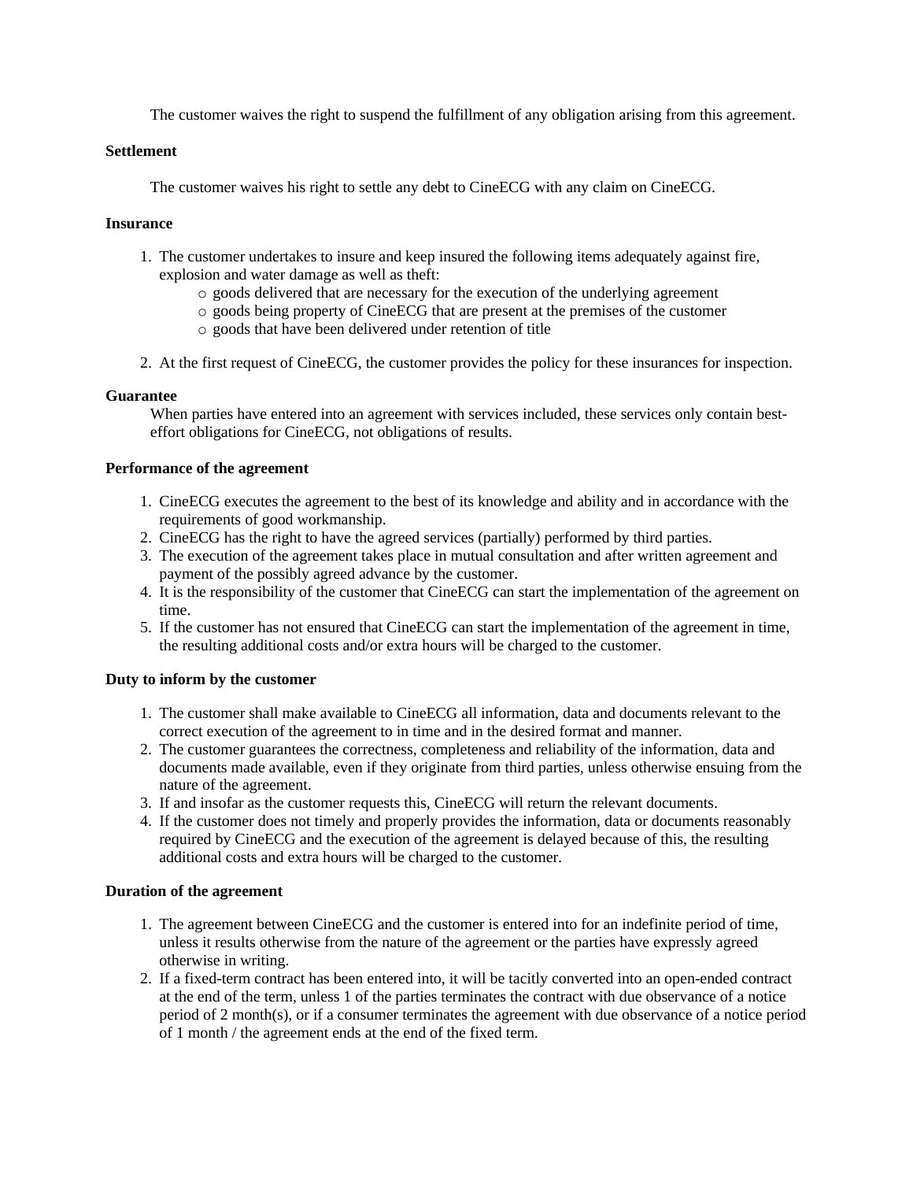The customer waives the right to suspend the fulfillment of any obligation arising from this agreement.

**Settlement**

The customer waives his right to settle any debt to CineECG with any claim on CineECG.

**Insurance**

1. The customer undertakes to insure and keep insured the following items adequately against fire, explosion and water damage as well as theft:
   - goods delivered that are necessary for the execution of the underlying agreement
   - goods being property of CineECG that are present at the premises of the customer
   - goods that have been delivered under retention of title

2. At the first request of CineECG, the customer provides the policy for these insurances for inspection.

**Guarantee**

When parties have entered into an agreement with services included, these services only contain best-effort obligations for CineECG, not obligations of results.

**Performance of the agreement**

1. CineECG executes the agreement to the best of its knowledge and ability and in accordance with the requirements of good workmanship.
2. CineECG has the right to have the agreed services (partially) performed by third parties.
3. The execution of the agreement takes place in mutual consultation and after written agreement and payment of the possibly agreed advance by the customer.
4. It is the responsibility of the customer that CineECG can start the implementation of the agreement on time.
5. If the customer has not ensured that CineECG can start the implementation of the agreement in time, the resulting additional costs and/or extra hours will be charged to the customer.

**Duty to inform by the customer**

1. The customer shall make available to CineECG all information, data and documents relevant to the correct execution of the agreement to in time and in the desired format and manner.
2. The customer guarantees the correctness, completeness and reliability of the information, data and documents made available, even if they originate from third parties, unless otherwise ensuing from the nature of the agreement.
3. If and insofar as the customer requests this, CineECG will return the relevant documents.
4. If the customer does not timely and properly provides the information, data or documents reasonably required by CineECG and the execution of the agreement is delayed because of this, the resulting additional costs and extra hours will be charged to the customer.

**Duration of the agreement**

1. The agreement between CineECG and the customer is entered into for an indefinite period of time, unless it results otherwise from the nature of the agreement or the parties have expressly agreed otherwise in writing.
2. If a fixed-term contract has been entered into, it will be tacitly converted into an open-ended contract at the end of the term, unless 1 of the parties terminates the contract with due observance of a notice period of 2 month(s), or if a consumer terminates the agreement with due observance of a notice period of 1 month / the agreement ends at the end of the fixed term.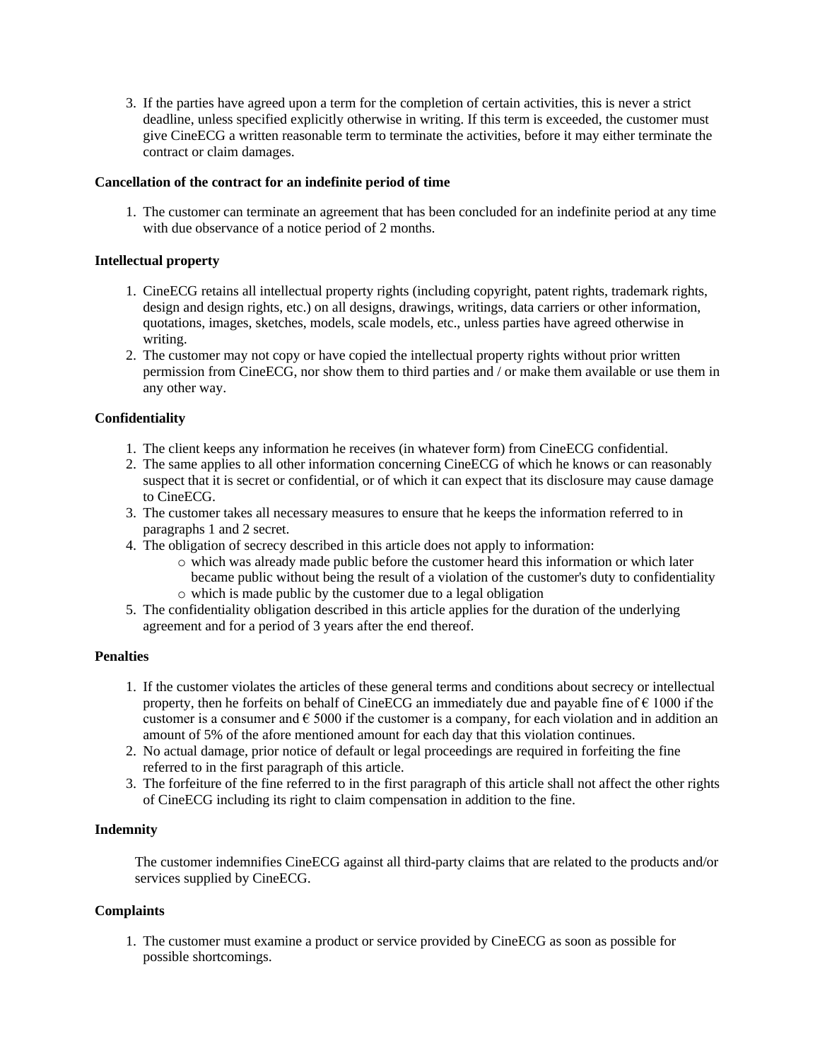3. If the parties have agreed upon a term for the completion of certain activities, this is never a strict deadline, unless specified explicitly otherwise in writing. If this term is exceeded, the customer must give CineECG a written reasonable term to terminate the activities, before it may either terminate the contract or claim damages.

**Cancellation of the contract for an indefinite period of time**

1. The customer can terminate an agreement that has been concluded for an indefinite period at any time with due observance of a notice period of 2 months.

**Intellectual property**

1. CineECG retains all intellectual property rights (including copyright, patent rights, trademark rights, design and design rights, etc.) on all designs, drawings, writings, data carriers or other information, quotations, images, sketches, models, scale models, etc., unless parties have agreed otherwise in writing.
2. The customer may not copy or have copied the intellectual property rights without prior written permission from CineECG, nor show them to third parties and / or make them available or use them in any other way.

**Confidentiality**

1. The client keeps any information he receives (in whatever form) from CineECG confidential.
2. The same applies to all other information concerning CineECG of which he knows or can reasonably suspect that it is secret or confidential, or of which it can expect that its disclosure may cause damage to CineECG.
3. The customer takes all necessary measures to ensure that he keeps the information referred to in paragraphs 1 and 2 secret.
4. The obligation of secrecy described in this article does not apply to information:
   - which was already made public before the customer heard this information or which later became public without being the result of a violation of the customer's duty to confidentiality
   - which is made public by the customer due to a legal obligation
5. The confidentiality obligation described in this article applies for the duration of the underlying agreement and for a period of 3 years after the end thereof.

**Penalties**

1. If the customer violates the articles of these general terms and conditions about secrecy or intellectual property, then he forfeits on behalf of CineECG an immediately due and payable fine of € 1000 if the customer is a consumer and € 5000 if the customer is a company, for each violation and in addition an amount of 5% of the afore mentioned amount for each day that this violation continues.
2. No actual damage, prior notice of default or legal proceedings are required in forfeiting the fine referred to in the first paragraph of this article.
3. The forfeiture of the fine referred to in the first paragraph of this article shall not affect the other rights of CineECG including its right to claim compensation in addition to the fine.

**Indemnity**

The customer indemnifies CineECG against all third-party claims that are related to the products and/or services supplied by CineECG.

**Complaints**

1. The customer must examine a product or service provided by CineECG as soon as possible for possible shortcomings.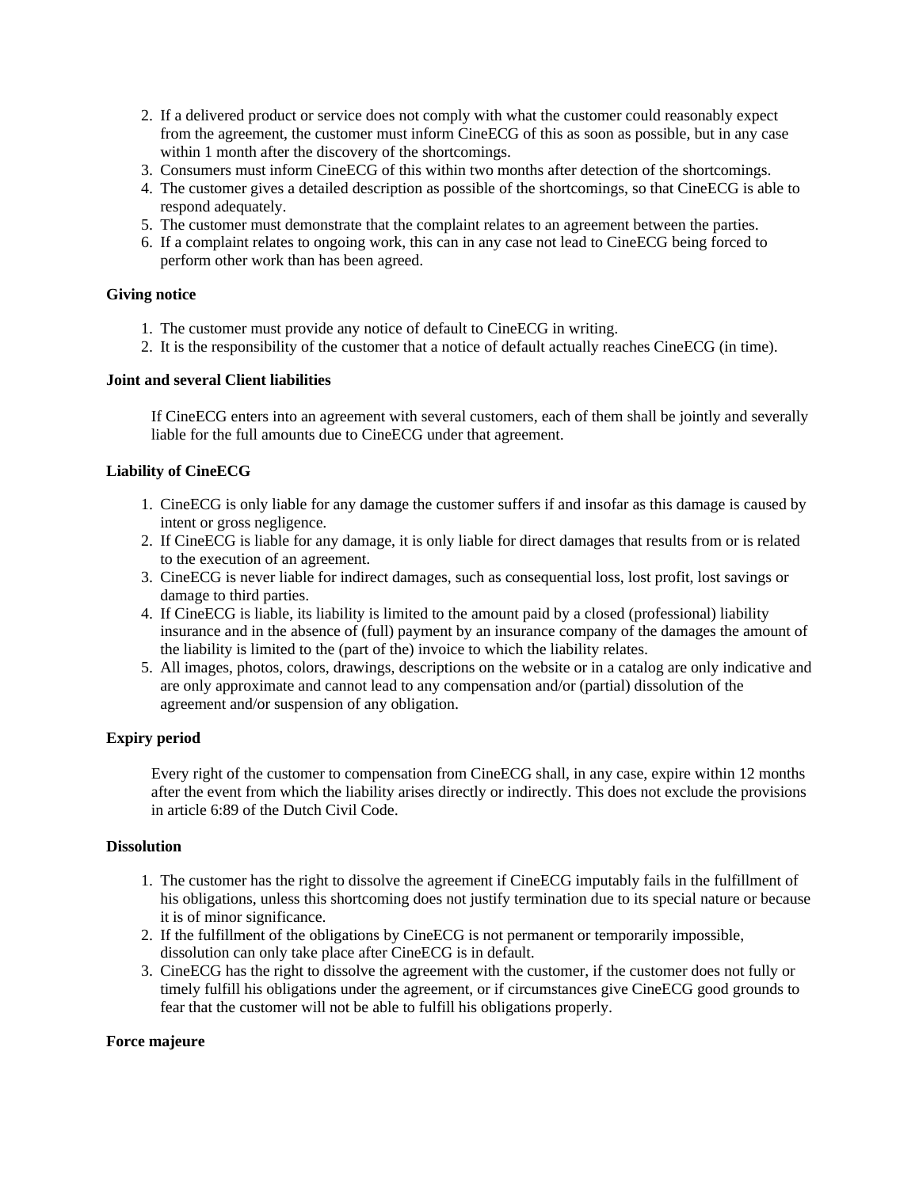2. If a delivered product or service does not comply with what the customer could reasonably expect from the agreement, the customer must inform CineECG of this as soon as possible, but in any case within 1 month after the discovery of the shortcomings.
3. Consumers must inform CineECG of this within two months after detection of the shortcomings.
4. The customer gives a detailed description as possible of the shortcomings, so that CineECG is able to respond adequately.
5. The customer must demonstrate that the complaint relates to an agreement between the parties.
6. If a complaint relates to ongoing work, this can in any case not lead to CineECG being forced to perform other work than has been agreed.

**Giving notice**

1. The customer must provide any notice of default to CineECG in writing.
2. It is the responsibility of the customer that a notice of default actually reaches CineECG (in time).

**Joint and several Client liabilities**

If CineECG enters into an agreement with several customers, each of them shall be jointly and severally liable for the full amounts due to CineECG under that agreement.

**Liability of CineECG**

1. CineECG is only liable for any damage the customer suffers if and insofar as this damage is caused by intent or gross negligence.
2. If CineECG is liable for any damage, it is only liable for direct damages that results from or is related to the execution of an agreement.
3. CineECG is never liable for indirect damages, such as consequential loss, lost profit, lost savings or damage to third parties.
4. If CineECG is liable, its liability is limited to the amount paid by a closed (professional) liability insurance and in the absence of (full) payment by an insurance company of the damages the amount of the liability is limited to the (part of the) invoice to which the liability relates.
5. All images, photos, colors, drawings, descriptions on the website or in a catalog are only indicative and are only approximate and cannot lead to any compensation and/or (partial) dissolution of the agreement and/or suspension of any obligation.

**Expiry period**

Every right of the customer to compensation from CineECG shall, in any case, expire within 12 months after the event from which the liability arises directly or indirectly. This does not exclude the provisions in article 6:89 of the Dutch Civil Code.

**Dissolution**

1. The customer has the right to dissolve the agreement if CineECG imputably fails in the fulfillment of his obligations, unless this shortcoming does not justify termination due to its special nature or because it is of minor significance.
2. If the fulfillment of the obligations by CineECG is not permanent or temporarily impossible, dissolution can only take place after CineECG is in default.
3. CineECG has the right to dissolve the agreement with the customer, if the customer does not fully or timely fulfill his obligations under the agreement, or if circumstances give CineECG good grounds to fear that the customer will not be able to fulfill his obligations properly.

**Force majeure**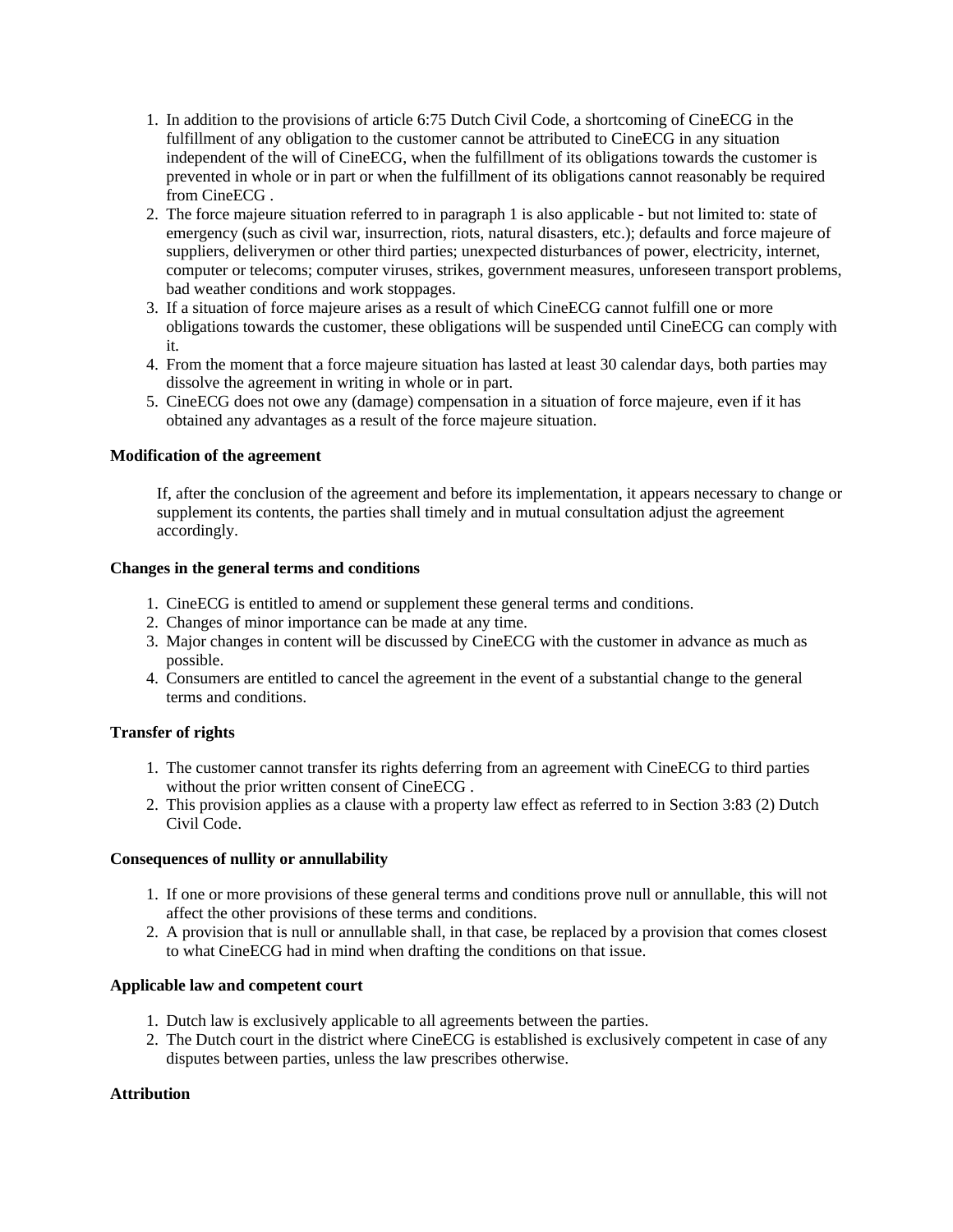1. In addition to the provisions of article 6:75 Dutch Civil Code, a shortcoming of CineECG in the fulfillment of any obligation to the customer cannot be attributed to CineECG in any situation independent of the will of CineECG, when the fulfillment of its obligations towards the customer is prevented in whole or in part or when the fulfillment of its obligations cannot reasonably be required from CineECG .
2. The force majeure situation referred to in paragraph 1 is also applicable - but not limited to: state of emergency (such as civil war, insurrection, riots, natural disasters, etc.); defaults and force majeure of suppliers, deliverymen or other third parties; unexpected disturbances of power, electricity, internet, computer or telecoms; computer viruses, strikes, government measures, unforeseen transport problems, bad weather conditions and work stoppages.
3. If a situation of force majeure arises as a result of which CineECG cannot fulfill one or more obligations towards the customer, these obligations will be suspended until CineECG can comply with it.
4. From the moment that a force majeure situation has lasted at least 30 calendar days, both parties may dissolve the agreement in writing in whole or in part.
5. CineECG does not owe any (damage) compensation in a situation of force majeure, even if it has obtained any advantages as a result of the force majeure situation.

**Modification of the agreement**

If, after the conclusion of the agreement and before its implementation, it appears necessary to change or supplement its contents, the parties shall timely and in mutual consultation adjust the agreement accordingly.

**Changes in the general terms and conditions**

1. CineECG is entitled to amend or supplement these general terms and conditions.
2. Changes of minor importance can be made at any time.
3. Major changes in content will be discussed by CineECG with the customer in advance as much as possible.
4. Consumers are entitled to cancel the agreement in the event of a substantial change to the general terms and conditions.

**Transfer of rights**

1. The customer cannot transfer its rights deferring from an agreement with CineECG to third parties without the prior written consent of CineECG .
2. This provision applies as a clause with a property law effect as referred to in Section 3:83 (2) Dutch Civil Code.

**Consequences of nullity or annullability**

1. If one or more provisions of these general terms and conditions prove null or annullable, this will not affect the other provisions of these terms and conditions.
2. A provision that is null or annullable shall, in that case, be replaced by a provision that comes closest to what CineECG had in mind when drafting the conditions on that issue.

**Applicable law and competent court**

1. Dutch law is exclusively applicable to all agreements between the parties.
2. The Dutch court in the district where CineECG is established is exclusively competent in case of any disputes between parties, unless the law prescribes otherwise.

**Attribution**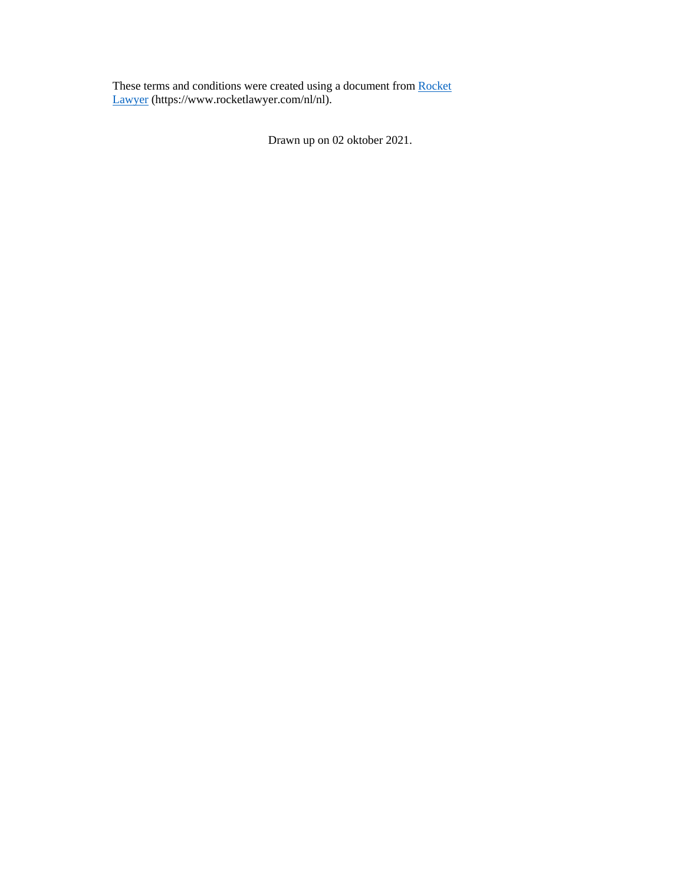These terms and conditions were created using a document from [Rocket Lawyer](https://www.rocketlawyer.com/nl/nl) (https://www.rocketlawyer.com/nl/nl).

Drawn up on 02 oktober 2021.